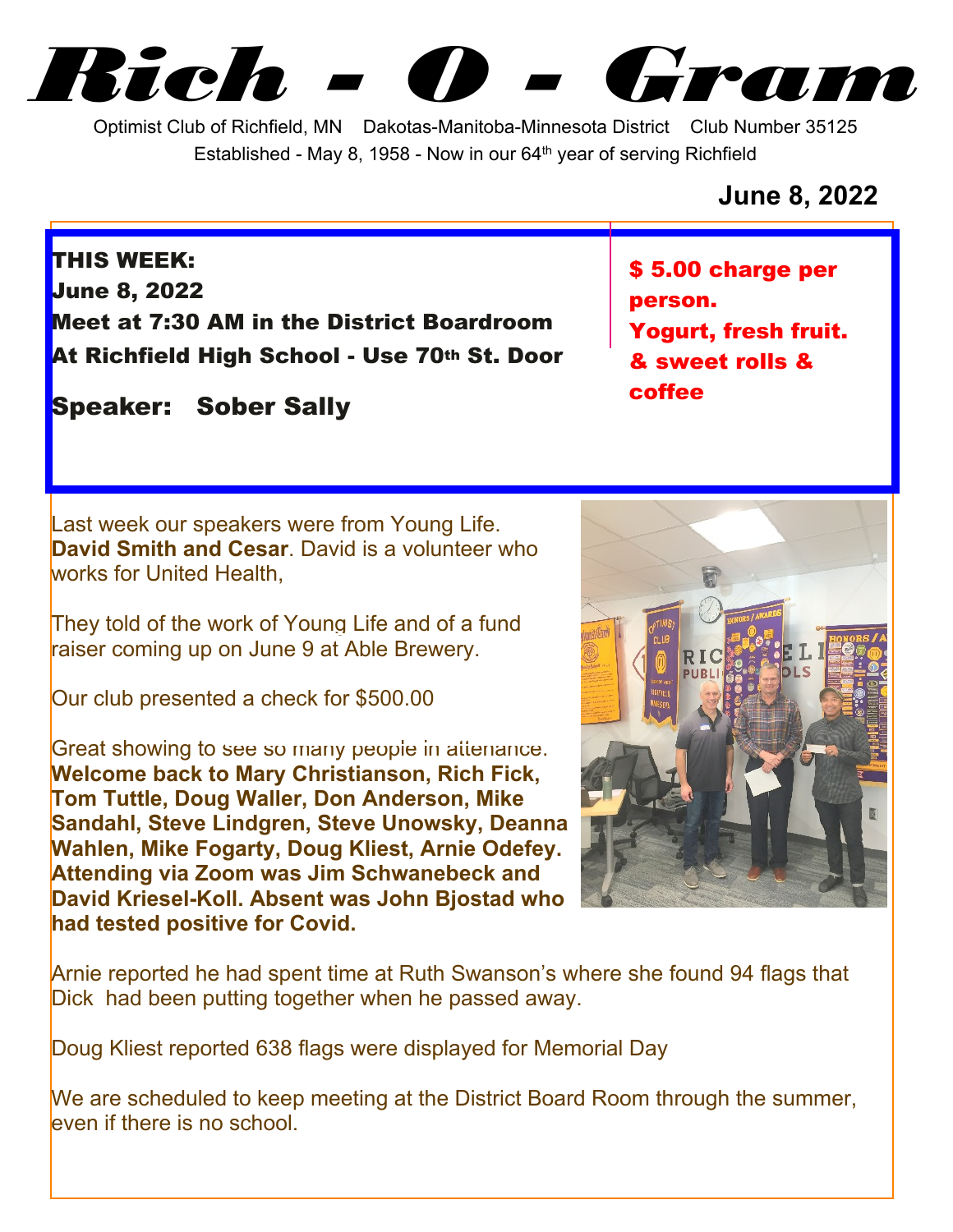# Rich - O - Gram

Optimist Club of Richfield, MN    Dakotas-Manitoba-Minnesota District    Club Number 35125

Established - May 8, 1958 - Now in our 64th year of serving Richfield

**June 8, 2022**

**THIS WEEK:**
**June 8, 2022**
**Meet at 7:30 AM in the District Boardroom**
**At Richfield High School - Use 70th St. Door**

**Speaker: Sober Sally**

**$ 5.00 charge per person.**
**Yogurt, fresh fruit. & sweet rolls & coffee**

Last week our speakers were from Young Life. **David Smith and Cesar**. David is a volunteer who works for United Health,

They told of the work of Young Life and of a fund raiser coming up on June 9 at Able Brewery.

Our club presented a check for $500.00

Great showing to see so many people in attendance. **Welcome back to Mary Christianson, Rich Fick, Tom Tuttle, Doug Waller, Don Anderson, Mike Sandahl, Steve Lindgren, Steve Unowsky, Deanna Wahlen, Mike Fogarty, Doug Kliest, Arnie Odefey. Attending via Zoom was Jim Schwanebeck and David Kriesel-Koll. Absent was John Bjostad who had tested positive for Covid.**

Arnie reported he had spent time at Ruth Swanson's where she found 94 flags that Dick had been putting together when he passed away.

Doug Kliest reported 638 flags were displayed for Memorial Day

We are scheduled to keep meeting at the District Board Room through the summer, even if there is no school.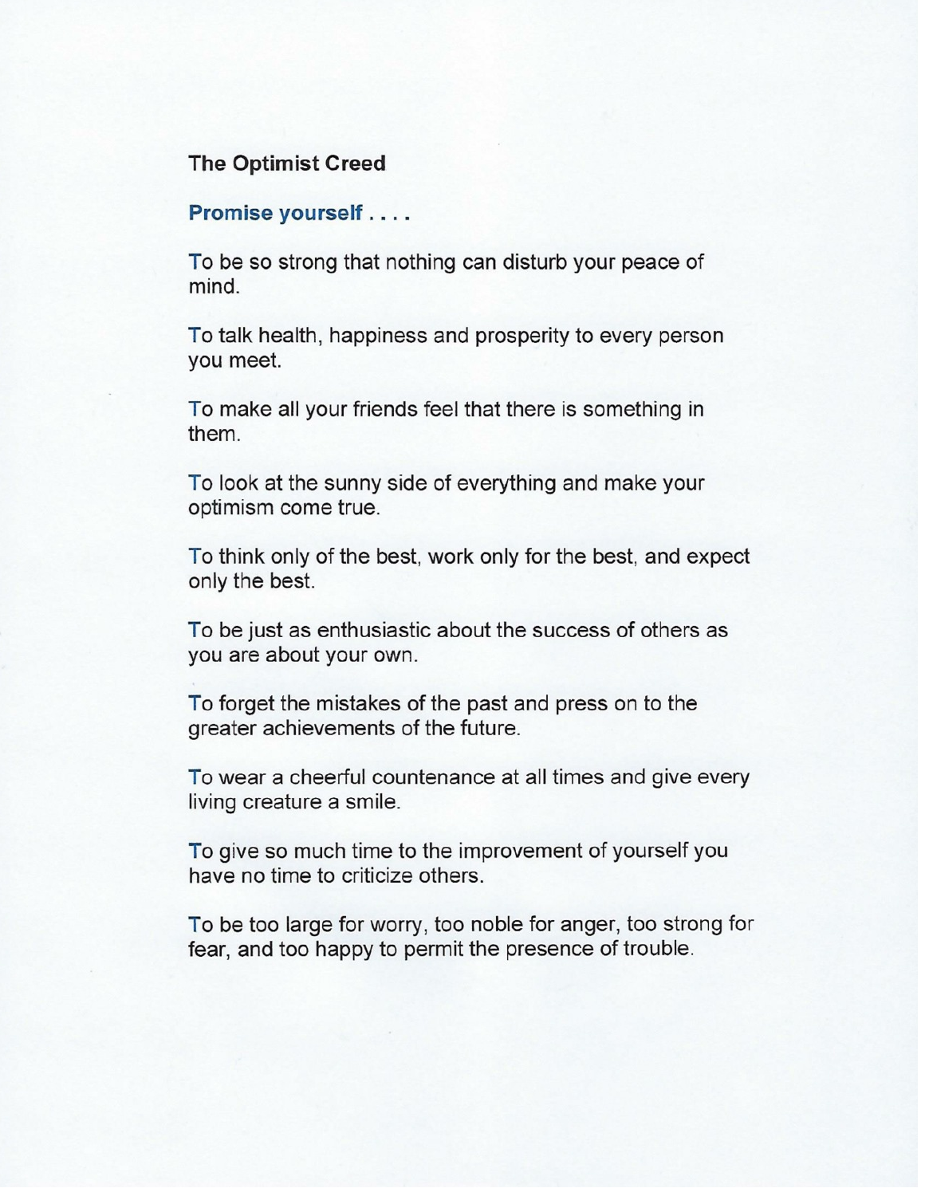## The Optimist Creed

**Promise yourself . . . .**

To be so strong that nothing can disturb your peace of mind.

To talk health, happiness and prosperity to every person you meet.

To make all your friends feel that there is something in them.

To look at the sunny side of everything and make your optimism come true.

To think only of the best, work only for the best, and expect only the best.

To be just as enthusiastic about the success of others as you are about your own.

To forget the mistakes of the past and press on to the greater achievements of the future.

To wear a cheerful countenance at all times and give every living creature a smile.

To give so much time to the improvement of yourself you have no time to criticize others.

To be too large for worry, too noble for anger, too strong for fear, and too happy to permit the presence of trouble.